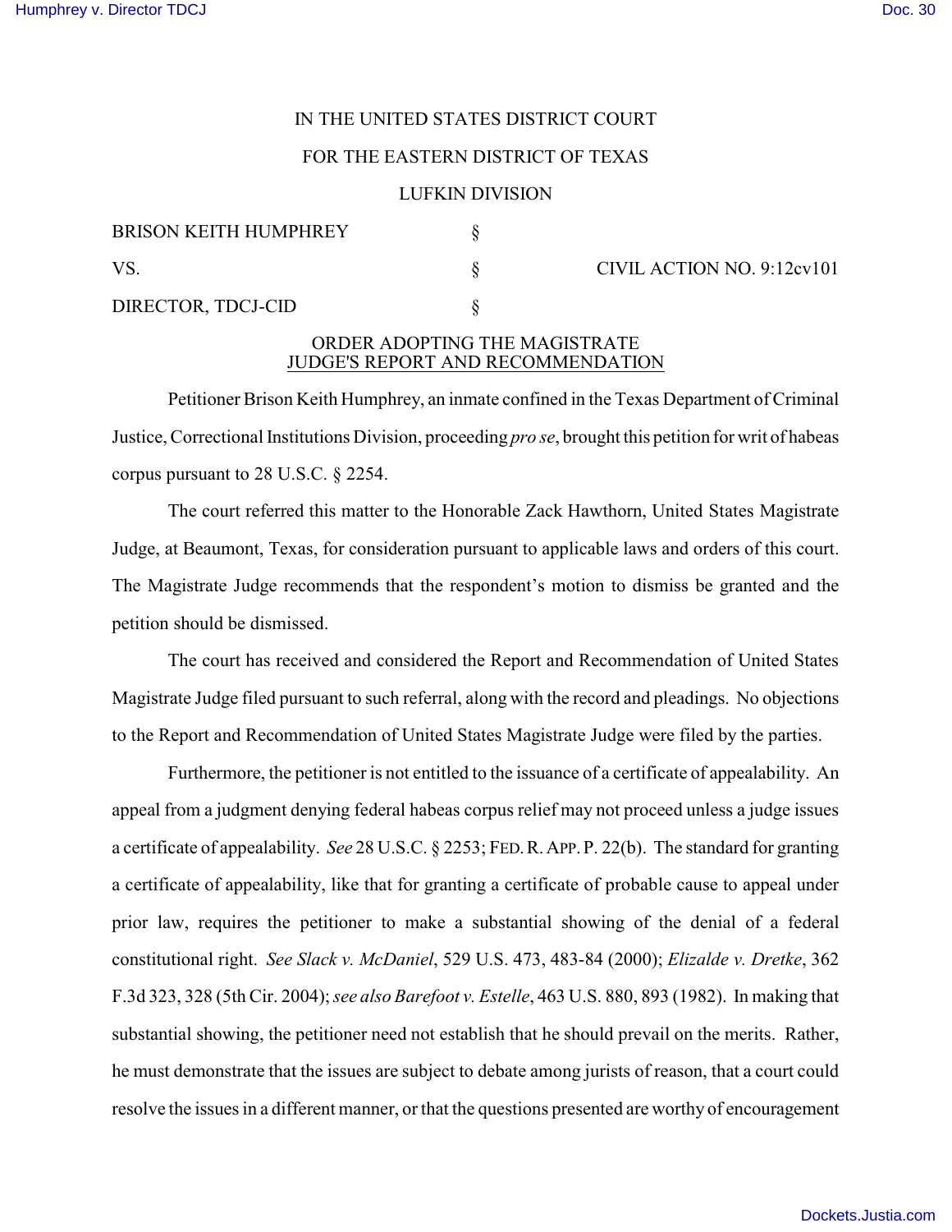IN THE UNITED STATES DISTRICT COURT

FOR THE EASTERN DISTRICT OF TEXAS

LUFKIN DIVISION

| | | |
|---|---|---|
| BRISON KEITH HUMPHREY | § | |
| VS. | § | CIVIL ACTION NO. 9:12cv101 |
| DIRECTOR, TDCJ-CID | § | |

ORDER ADOPTING THE MAGISTRATE JUDGE'S REPORT AND RECOMMENDATION

Petitioner Brison Keith Humphrey, an inmate confined in the Texas Department of Criminal Justice, Correctional Institutions Division, proceeding *pro se*, brought this petition for writ of habeas corpus pursuant to 28 U.S.C. § 2254.

The court referred this matter to the Honorable Zack Hawthorn, United States Magistrate Judge, at Beaumont, Texas, for consideration pursuant to applicable laws and orders of this court. The Magistrate Judge recommends that the respondent's motion to dismiss be granted and the petition should be dismissed.

The court has received and considered the Report and Recommendation of United States Magistrate Judge filed pursuant to such referral, along with the record and pleadings. No objections to the Report and Recommendation of United States Magistrate Judge were filed by the parties.

Furthermore, the petitioner is not entitled to the issuance of a certificate of appealability. An appeal from a judgment denying federal habeas corpus relief may not proceed unless a judge issues a certificate of appealability. *See* 28 U.S.C. § 2253; FED. R. APP. P. 22(b). The standard for granting a certificate of appealability, like that for granting a certificate of probable cause to appeal under prior law, requires the petitioner to make a substantial showing of the denial of a federal constitutional right. *See Slack v. McDaniel*, 529 U.S. 473, 483-84 (2000); *Elizalde v. Dretke*, 362 F.3d 323, 328 (5th Cir. 2004); *see also Barefoot v. Estelle*, 463 U.S. 880, 893 (1982). In making that substantial showing, the petitioner need not establish that he should prevail on the merits. Rather, he must demonstrate that the issues are subject to debate among jurists of reason, that a court could resolve the issues in a different manner, or that the questions presented are worthy of encouragement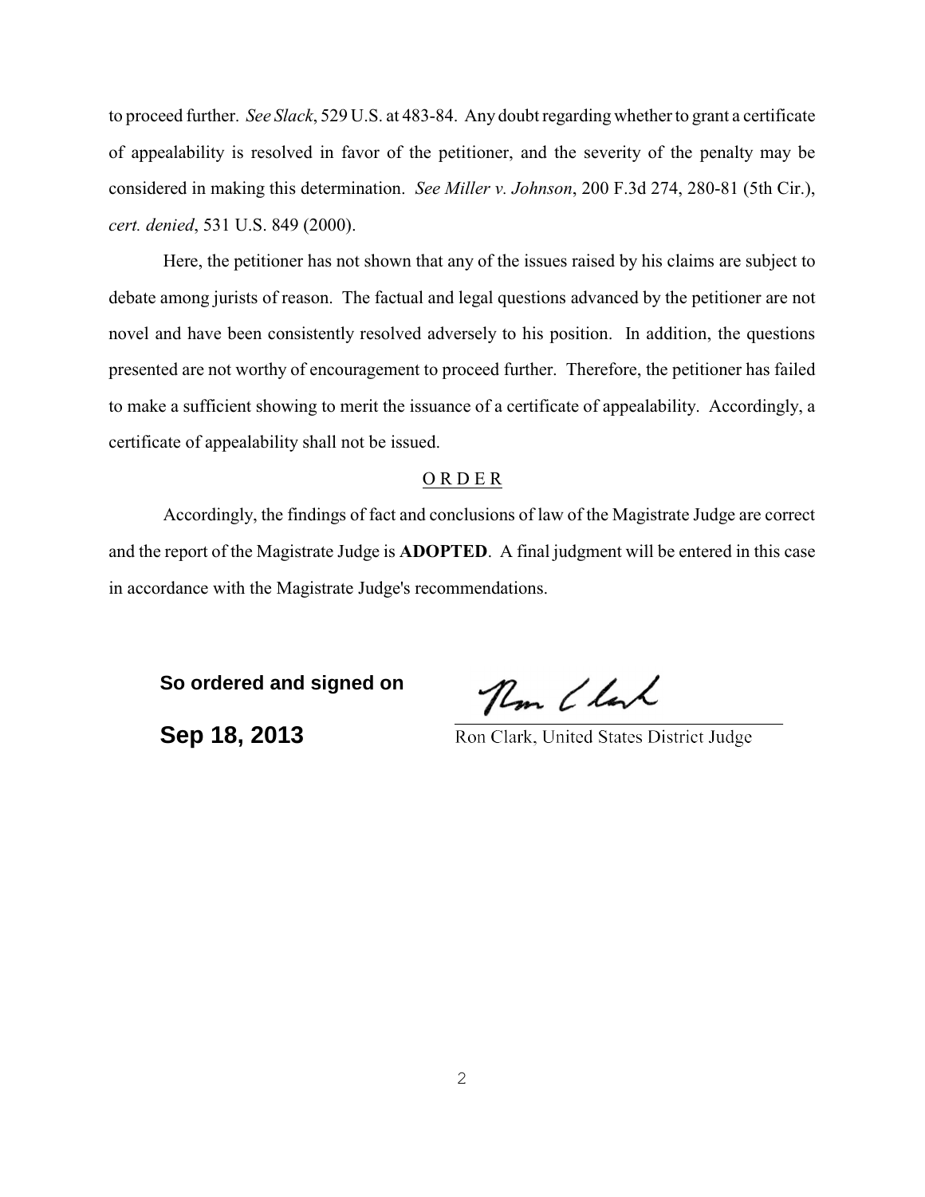to proceed further. *See Slack*, 529 U.S. at 483-84. Any doubt regarding whether to grant a certificate of appealability is resolved in favor of the petitioner, and the severity of the penalty may be considered in making this determination. *See Miller v. Johnson*, 200 F.3d 274, 280-81 (5th Cir.), *cert. denied*, 531 U.S. 849 (2000).

Here, the petitioner has not shown that any of the issues raised by his claims are subject to debate among jurists of reason. The factual and legal questions advanced by the petitioner are not novel and have been consistently resolved adversely to his position. In addition, the questions presented are not worthy of encouragement to proceed further. Therefore, the petitioner has failed to make a sufficient showing to merit the issuance of a certificate of appealability. Accordingly, a certificate of appealability shall not be issued.

O R D E R

Accordingly, the findings of fact and conclusions of law of the Magistrate Judge are correct and the report of the Magistrate Judge is **ADOPTED**. A final judgment will be entered in this case in accordance with the Magistrate Judge's recommendations.

**So ordered and signed on**

**Sep 18, 2013**

Ron Clark, United States District Judge